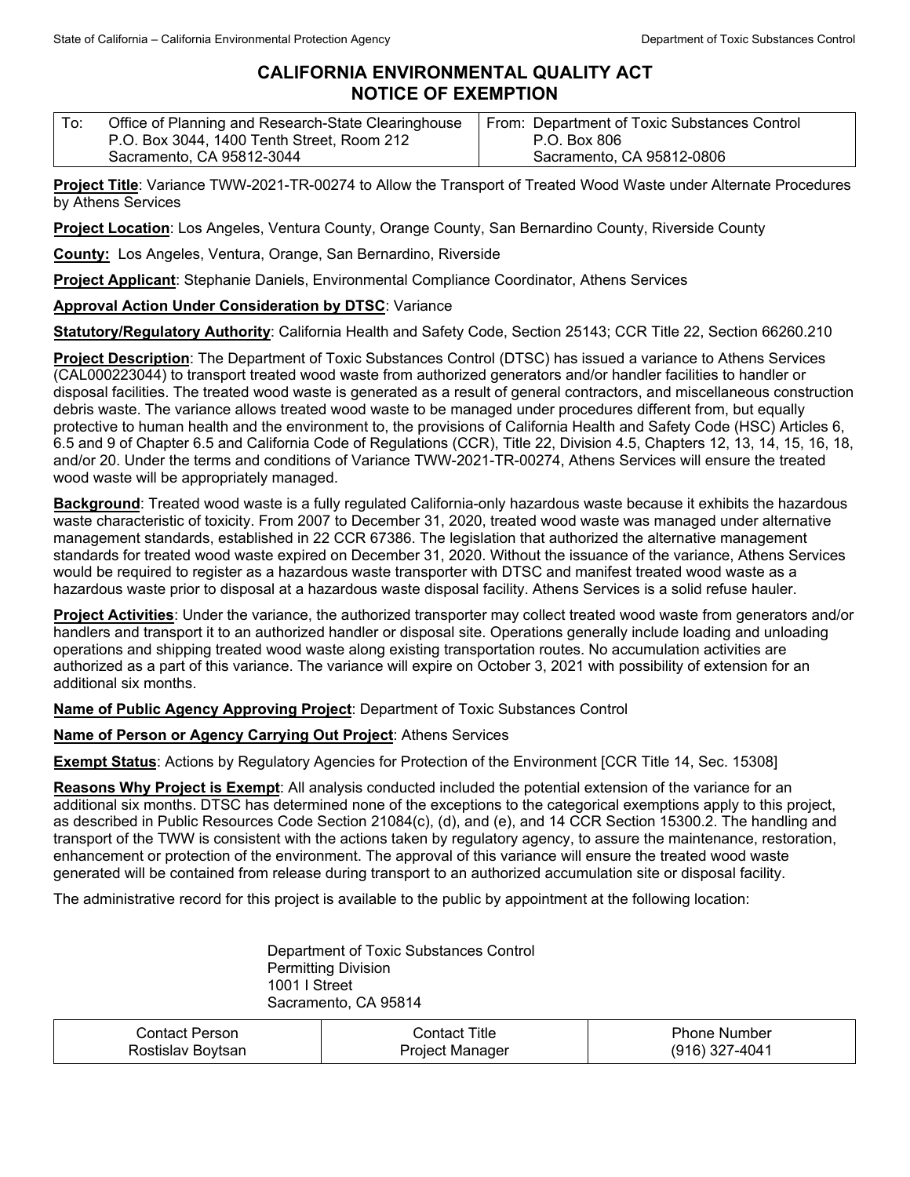# CALIFORNIA ENVIRONMENTAL QUALITY ACT
# NOTICE OF EXEMPTION

| To: Office of Planning and Research-State Clearinghouse<br>P.O. Box 3044, 1400 Tenth Street, Room 212<br>Sacramento, CA 95812-3044 | From: Department of Toxic Substances Control<br>P.O. Box 806<br>Sacramento, CA 95812-0806 |
|---|---|

**Project Title**: Variance TWW-2021-TR-00274 to Allow the Transport of Treated Wood Waste under Alternate Procedures by Athens Services

**Project Location**: Los Angeles, Ventura County, Orange County, San Bernardino County, Riverside County

**County:** Los Angeles, Ventura, Orange, San Bernardino, Riverside

**Project Applicant**: Stephanie Daniels, Environmental Compliance Coordinator, Athens Services

**Approval Action Under Consideration by DTSC**: Variance

**Statutory/Regulatory Authority**: California Health and Safety Code, Section 25143; CCR Title 22, Section 66260.210

**Project Description**: The Department of Toxic Substances Control (DTSC) has issued a variance to Athens Services (CAL000223044) to transport treated wood waste from authorized generators and/or handler facilities to handler or disposal facilities. The treated wood waste is generated as a result of general contractors, and miscellaneous construction debris waste. The variance allows treated wood waste to be managed under procedures different from, but equally protective to human health and the environment to, the provisions of California Health and Safety Code (HSC) Articles 6, 6.5 and 9 of Chapter 6.5 and California Code of Regulations (CCR), Title 22, Division 4.5, Chapters 12, 13, 14, 15, 16, 18, and/or 20. Under the terms and conditions of Variance TWW-2021-TR-00274, Athens Services will ensure the treated wood waste will be appropriately managed.

**Background**: Treated wood waste is a fully regulated California-only hazardous waste because it exhibits the hazardous waste characteristic of toxicity. From 2007 to December 31, 2020, treated wood waste was managed under alternative management standards, established in 22 CCR 67386. The legislation that authorized the alternative management standards for treated wood waste expired on December 31, 2020. Without the issuance of the variance, Athens Services would be required to register as a hazardous waste transporter with DTSC and manifest treated wood waste as a hazardous waste prior to disposal at a hazardous waste disposal facility. Athens Services is a solid refuse hauler.

**Project Activities**: Under the variance, the authorized transporter may collect treated wood waste from generators and/or handlers and transport it to an authorized handler or disposal site. Operations generally include loading and unloading operations and shipping treated wood waste along existing transportation routes. No accumulation activities are authorized as a part of this variance. The variance will expire on October 3, 2021 with possibility of extension for an additional six months.

**Name of Public Agency Approving Project**: Department of Toxic Substances Control

**Name of Person or Agency Carrying Out Project**: Athens Services

**Exempt Status**: Actions by Regulatory Agencies for Protection of the Environment [CCR Title 14, Sec. 15308]

**Reasons Why Project is Exempt**: All analysis conducted included the potential extension of the variance for an additional six months. DTSC has determined none of the exceptions to the categorical exemptions apply to this project, as described in Public Resources Code Section 21084(c), (d), and (e), and 14 CCR Section 15300.2. The handling and transport of the TWW is consistent with the actions taken by regulatory agency, to assure the maintenance, restoration, enhancement or protection of the environment. The approval of this variance will ensure the treated wood waste generated will be contained from release during transport to an authorized accumulation site or disposal facility.

The administrative record for this project is available to the public by appointment at the following location:

Department of Toxic Substances Control
Permitting Division
1001 I Street
Sacramento, CA 95814

| Contact Person | Contact Title | Phone Number |
|---|---|---|
| Rostislav Boytsan | Project Manager | (916) 327-4041 |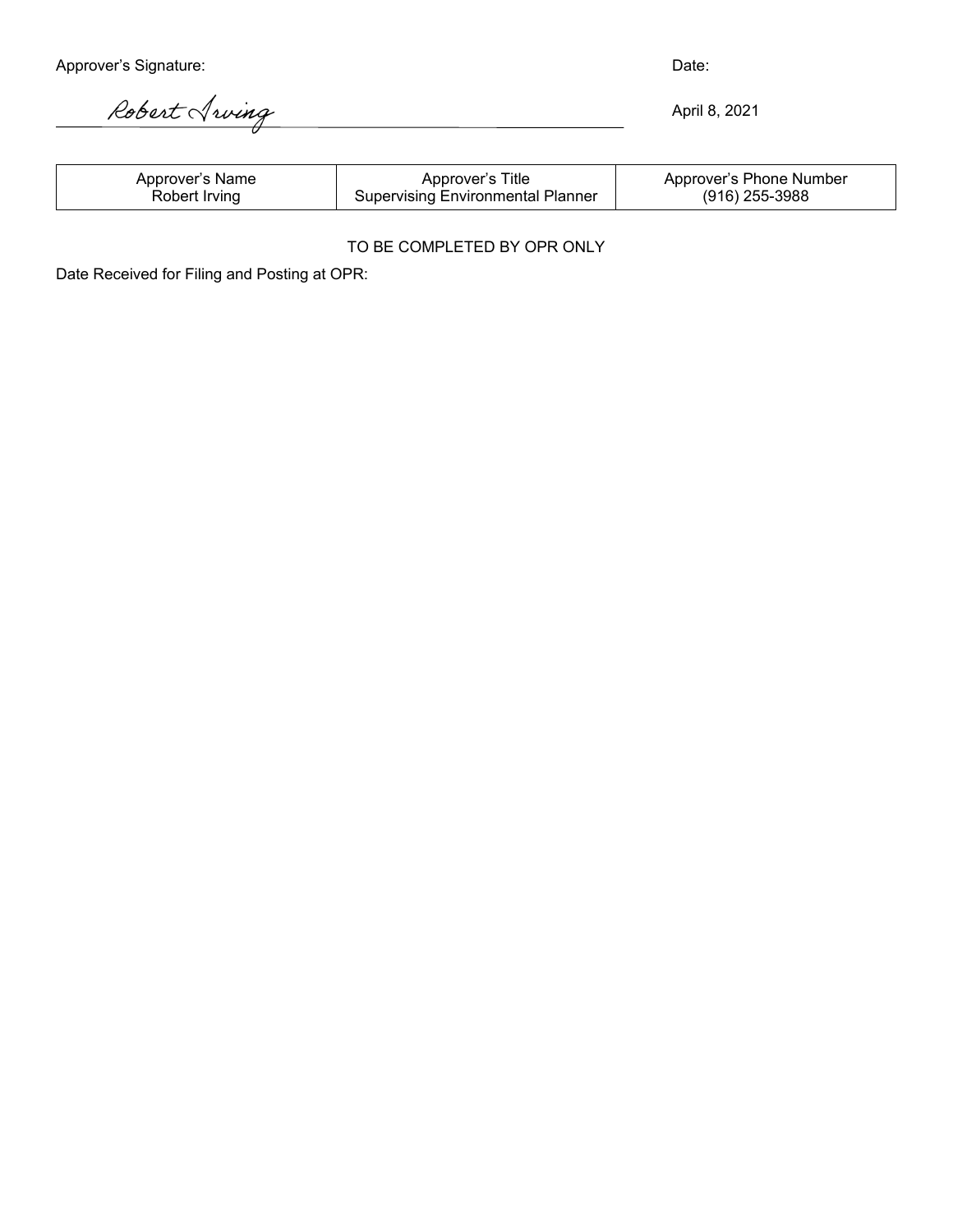Approver's Signature:

Robert Irving

Date:

April 8, 2021

| Approver's Name | Approver's Title | Approver's Phone Number |
|---|---|---|
| Robert Irving | Supervising Environmental Planner | (916) 255-3988 |

TO BE COMPLETED BY OPR ONLY

Date Received for Filing and Posting at OPR: